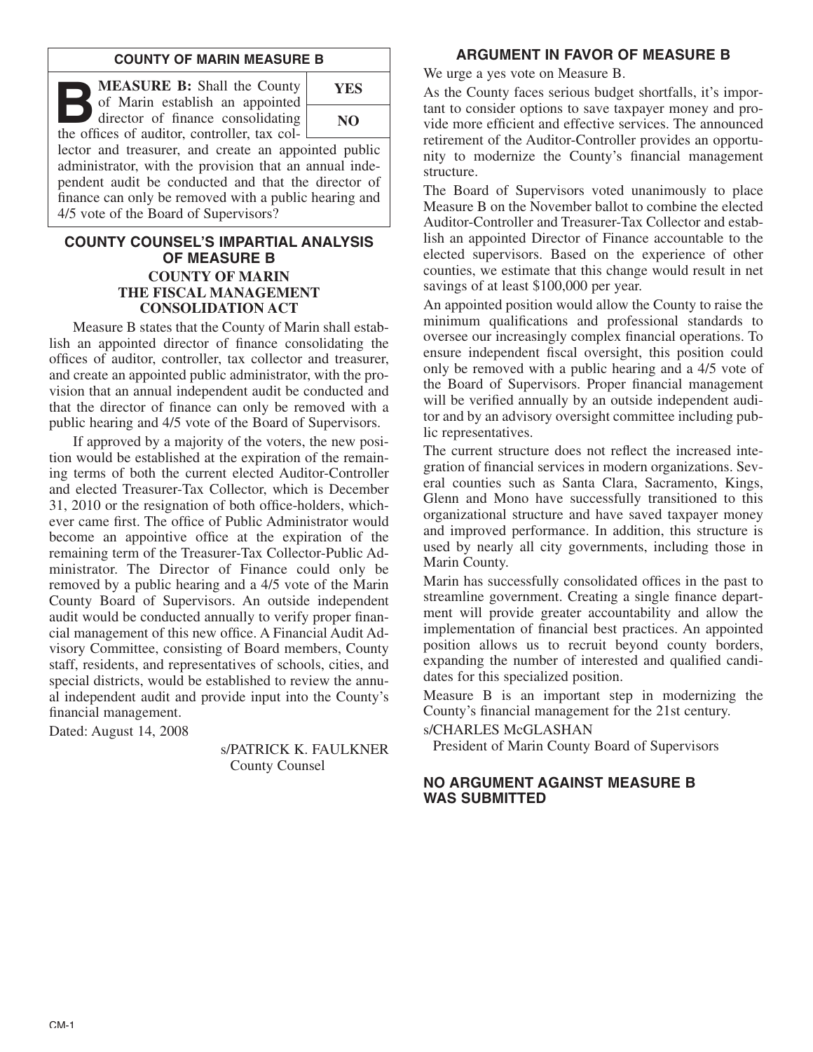## COUNTY OF MARIN MEASURE B

**B** **MEASURE B:** Shall the County of Marin establish an appointed director of finance consolidating the offices of auditor, controller, tax collector and treasurer, and create an appointed public administrator, with the provision that an annual independent audit be conducted and that the director of finance can only be removed with a public hearing and 4/5 vote of the Board of Supervisors?

| YES |
|---|
| NO |

## COUNTY COUNSEL'S IMPARTIAL ANALYSIS OF MEASURE B

### COUNTY OF MARIN
### THE FISCAL MANAGEMENT CONSOLIDATION ACT

Measure B states that the County of Marin shall establish an appointed director of finance consolidating the offices of auditor, controller, tax collector and treasurer, and create an appointed public administrator, with the provision that an annual independent audit be conducted and that the director of finance can only be removed with a public hearing and 4/5 vote of the Board of Supervisors.

If approved by a majority of the voters, the new position would be established at the expiration of the remaining terms of both the current elected Auditor-Controller and elected Treasurer-Tax Collector, which is December 31, 2010 or the resignation of both office-holders, whichever came first. The office of Public Administrator would become an appointive office at the expiration of the remaining term of the Treasurer-Tax Collector-Public Administrator. The Director of Finance could only be removed by a public hearing and a 4/5 vote of the Marin County Board of Supervisors. An outside independent audit would be conducted annually to verify proper financial management of this new office. A Financial Audit Advisory Committee, consisting of Board members, County staff, residents, and representatives of schools, cities, and special districts, would be established to review the annual independent audit and provide input into the County's financial management.

Dated: August 14, 2008

s/PATRICK K. FAULKNER
County Counsel

## ARGUMENT IN FAVOR OF MEASURE B

We urge a yes vote on Measure B.

As the County faces serious budget shortfalls, it's important to consider options to save taxpayer money and provide more efficient and effective services. The announced retirement of the Auditor-Controller provides an opportunity to modernize the County's financial management structure.

The Board of Supervisors voted unanimously to place Measure B on the November ballot to combine the elected Auditor-Controller and Treasurer-Tax Collector and establish an appointed Director of Finance accountable to the elected supervisors. Based on the experience of other counties, we estimate that this change would result in net savings of at least $100,000 per year.

An appointed position would allow the County to raise the minimum qualifications and professional standards to oversee our increasingly complex financial operations. To ensure independent fiscal oversight, this position could only be removed with a public hearing and a 4/5 vote of the Board of Supervisors. Proper financial management will be verified annually by an outside independent auditor and by an advisory oversight committee including public representatives.

The current structure does not reflect the increased integration of financial services in modern organizations. Several counties such as Santa Clara, Sacramento, Kings, Glenn and Mono have successfully transitioned to this organizational structure and have saved taxpayer money and improved performance. In addition, this structure is used by nearly all city governments, including those in Marin County.

Marin has successfully consolidated offices in the past to streamline government. Creating a single finance department will provide greater accountability and allow the implementation of financial best practices. An appointed position allows us to recruit beyond county borders, expanding the number of interested and qualified candidates for this specialized position.

Measure B is an important step in modernizing the County's financial management for the 21st century.

s/CHARLES McGLASHAN
President of Marin County Board of Supervisors

## NO ARGUMENT AGAINST MEASURE B WAS SUBMITTED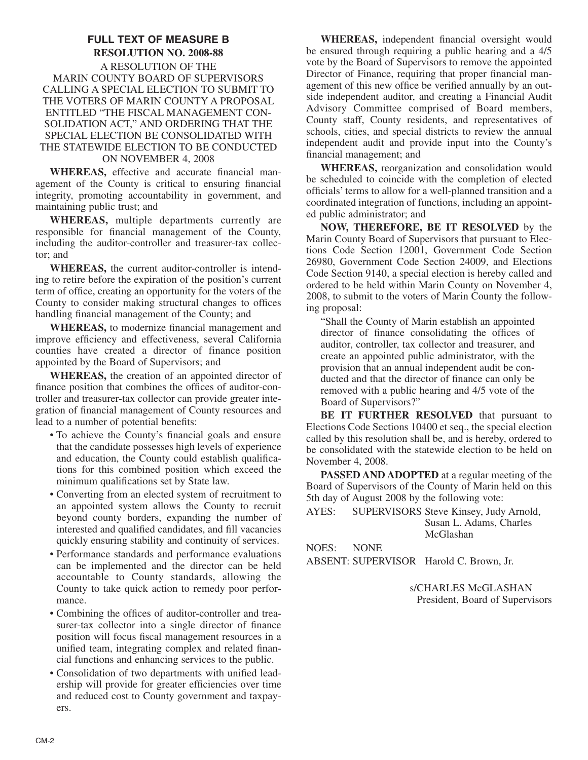## FULL TEXT OF MEASURE B

### RESOLUTION NO. 2008-88

A RESOLUTION OF THE MARIN COUNTY BOARD OF SUPERVISORS CALLING A SPECIAL ELECTION TO SUBMIT TO THE VOTERS OF MARIN COUNTY A PROPOSAL ENTITLED "THE FISCAL MANAGEMENT CONSOLIDATION ACT," AND ORDERING THAT THE SPECIAL ELECTION BE CONSOLIDATED WITH THE STATEWIDE ELECTION TO BE CONDUCTED ON NOVEMBER 4, 2008

**WHEREAS,** effective and accurate financial management of the County is critical to ensuring financial integrity, promoting accountability in government, and maintaining public trust; and

**WHEREAS,** multiple departments currently are responsible for financial management of the County, including the auditor-controller and treasurer-tax collector; and

**WHEREAS,** the current auditor-controller is intending to retire before the expiration of the position's current term of office, creating an opportunity for the voters of the County to consider making structural changes to offices handling financial management of the County; and

**WHEREAS,** to modernize financial management and improve efficiency and effectiveness, several California counties have created a director of finance position appointed by the Board of Supervisors; and

**WHEREAS,** the creation of an appointed director of finance position that combines the offices of auditor-controller and treasurer-tax collector can provide greater integration of financial management of County resources and lead to a number of potential benefits:

- To achieve the County's financial goals and ensure that the candidate possesses high levels of experience and education, the County could establish qualifications for this combined position which exceed the minimum qualifications set by State law.
- Converting from an elected system of recruitment to an appointed system allows the County to recruit beyond county borders, expanding the number of interested and qualified candidates, and fill vacancies quickly ensuring stability and continuity of services.
- Performance standards and performance evaluations can be implemented and the director can be held accountable to County standards, allowing the County to take quick action to remedy poor performance.
- Combining the offices of auditor-controller and treasurer-tax collector into a single director of finance position will focus fiscal management resources in a unified team, integrating complex and related financial functions and enhancing services to the public.
- Consolidation of two departments with unified leadership will provide for greater efficiencies over time and reduced cost to County government and taxpayers.

**WHEREAS,** independent financial oversight would be ensured through requiring a public hearing and a 4/5 vote by the Board of Supervisors to remove the appointed Director of Finance, requiring that proper financial management of this new office be verified annually by an outside independent auditor, and creating a Financial Audit Advisory Committee comprised of Board members, County staff, County residents, and representatives of schools, cities, and special districts to review the annual independent audit and provide input into the County's financial management; and

**WHEREAS,** reorganization and consolidation would be scheduled to coincide with the completion of elected officials' terms to allow for a well-planned transition and a coordinated integration of functions, including an appointed public administrator; and

**NOW, THEREFORE, BE IT RESOLVED** by the Marin County Board of Supervisors that pursuant to Elections Code Section 12001, Government Code Section 26980, Government Code Section 24009, and Elections Code Section 9140, a special election is hereby called and ordered to be held within Marin County on November 4, 2008, to submit to the voters of Marin County the following proposal:

> "Shall the County of Marin establish an appointed director of finance consolidating the offices of auditor, controller, tax collector and treasurer, and create an appointed public administrator, with the provision that an annual independent audit be conducted and that the director of finance can only be removed with a public hearing and 4/5 vote of the Board of Supervisors?"

**BE IT FURTHER RESOLVED** that pursuant to Elections Code Sections 10400 et seq., the special election called by this resolution shall be, and is hereby, ordered to be consolidated with the statewide election to be held on November 4, 2008.

**PASSED AND ADOPTED** at a regular meeting of the Board of Supervisors of the County of Marin held on this 5th day of August 2008 by the following vote:

AYES: SUPERVISORS Steve Kinsey, Judy Arnold, Susan L. Adams, Charles McGlashan

NOES: NONE

ABSENT: SUPERVISOR Harold C. Brown, Jr.

s/CHARLES McGLASHAN
President, Board of Supervisors